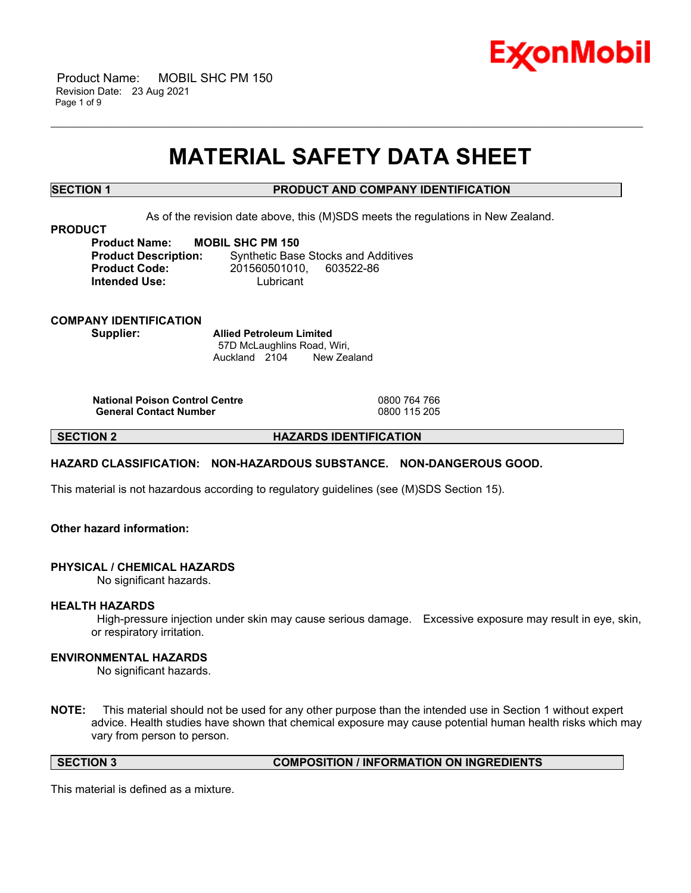# MATERIAL SAFETY DATA SHEET

## SECTION 1 PRODUCT AND COMPANY IDENTIFICATION

As of the revision date above, this (M)SDS meets the regulations in New Zealand.

**PRODUCT**

**Product Name:** **MOBIL SHC PM 150**
**Product Description:** Synthetic Base Stocks and Additives
**Product Code:** 201560501010, 603522-86
**Intended Use:** Lubricant

**COMPANY IDENTIFICATION**

**Supplier:** **Allied Petroleum Limited**
57D McLaughlins Road, Wiri,
Auckland 2104 New Zealand

| | |
|---|---|
| **National Poison Control Centre** | 0800 764 766 |
| **General Contact Number** | 0800 115 205 |

## SECTION 2 HAZARDS IDENTIFICATION

**HAZARD CLASSIFICATION: NON-HAZARDOUS SUBSTANCE. NON-DANGEROUS GOOD.**

This material is not hazardous according to regulatory guidelines (see (M)SDS Section 15).

**Other hazard information:**

**PHYSICAL / CHEMICAL HAZARDS**

No significant hazards.

**HEALTH HAZARDS**

High-pressure injection under skin may cause serious damage. Excessive exposure may result in eye, skin, or respiratory irritation.

**ENVIRONMENTAL HAZARDS**

No significant hazards.

**NOTE:** This material should not be used for any other purpose than the intended use in Section 1 without expert advice. Health studies have shown that chemical exposure may cause potential human health risks which may vary from person to person.

## SECTION 3 COMPOSITION / INFORMATION ON INGREDIENTS

This material is defined as a mixture.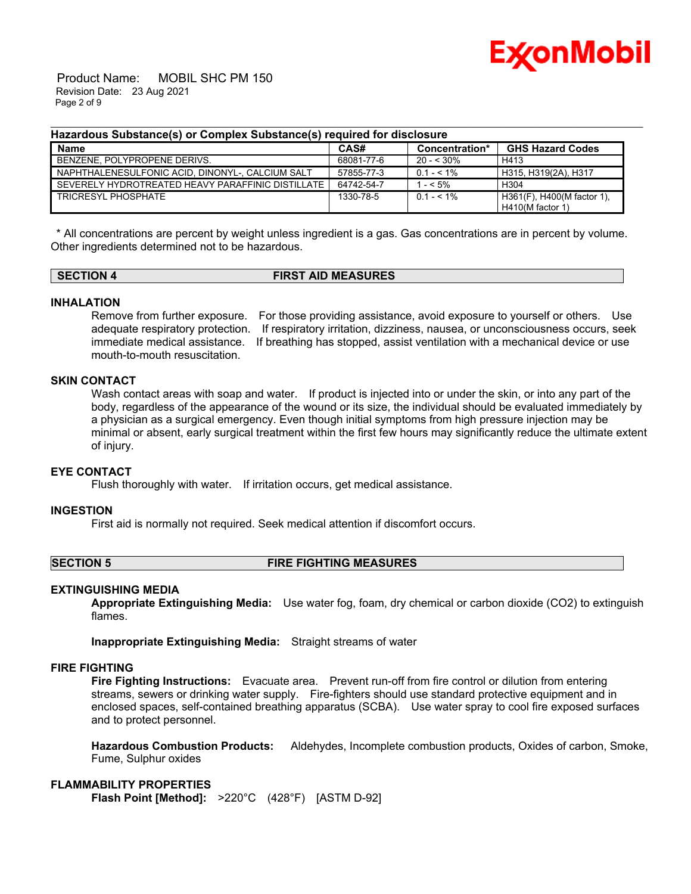**Hazardous Substance(s) or Complex Substance(s) required for disclosure**

| Name | CAS# | Concentration* | GHS Hazard Codes |
|---|---|---|---|
| BENZENE, POLYPROPENE DERIVS. | 68081-77-6 | 20 - < 30% | H413 |
| NAPHTHALENESULFONIC ACID, DINONYL-, CALCIUM SALT | 57855-77-3 | 0.1 - < 1% | H315, H319(2A), H317 |
| SEVERELY HYDROTREATED HEAVY PARAFFINIC DISTILLATE | 64742-54-7 | 1 - < 5% | H304 |
| TRICRESYL PHOSPHATE | 1330-78-5 | 0.1 - < 1% | H361(F), H400(M factor 1), H410(M factor 1) |

\* All concentrations are percent by weight unless ingredient is a gas. Gas concentrations are in percent by volume.
Other ingredients determined not to be hazardous.

## SECTION 4 FIRST AID MEASURES

### INHALATION

Remove from further exposure. For those providing assistance, avoid exposure to yourself or others. Use adequate respiratory protection. If respiratory irritation, dizziness, nausea, or unconsciousness occurs, seek immediate medical assistance. If breathing has stopped, assist ventilation with a mechanical device or use mouth-to-mouth resuscitation.

### SKIN CONTACT

Wash contact areas with soap and water. If product is injected into or under the skin, or into any part of the body, regardless of the appearance of the wound or its size, the individual should be evaluated immediately by a physician as a surgical emergency. Even though initial symptoms from high pressure injection may be minimal or absent, early surgical treatment within the first few hours may significantly reduce the ultimate extent of injury.

### EYE CONTACT

Flush thoroughly with water. If irritation occurs, get medical assistance.

### INGESTION

First aid is normally not required. Seek medical attention if discomfort occurs.

## SECTION 5 FIRE FIGHTING MEASURES

### EXTINGUISHING MEDIA

**Appropriate Extinguishing Media:** Use water fog, foam, dry chemical or carbon dioxide ($CO_2$) to extinguish flames.

**Inappropriate Extinguishing Media:** Straight streams of water

### FIRE FIGHTING

**Fire Fighting Instructions:** Evacuate area. Prevent run-off from fire control or dilution from entering streams, sewers or drinking water supply. Fire-fighters should use standard protective equipment and in enclosed spaces, self-contained breathing apparatus (SCBA). Use water spray to cool fire exposed surfaces and to protect personnel.

**Hazardous Combustion Products:** Aldehydes, Incomplete combustion products, Oxides of carbon, Smoke, Fume, Sulphur oxides

### FLAMMABILITY PROPERTIES

**Flash Point [Method]:** >220°C (428°F) [ASTM D-92]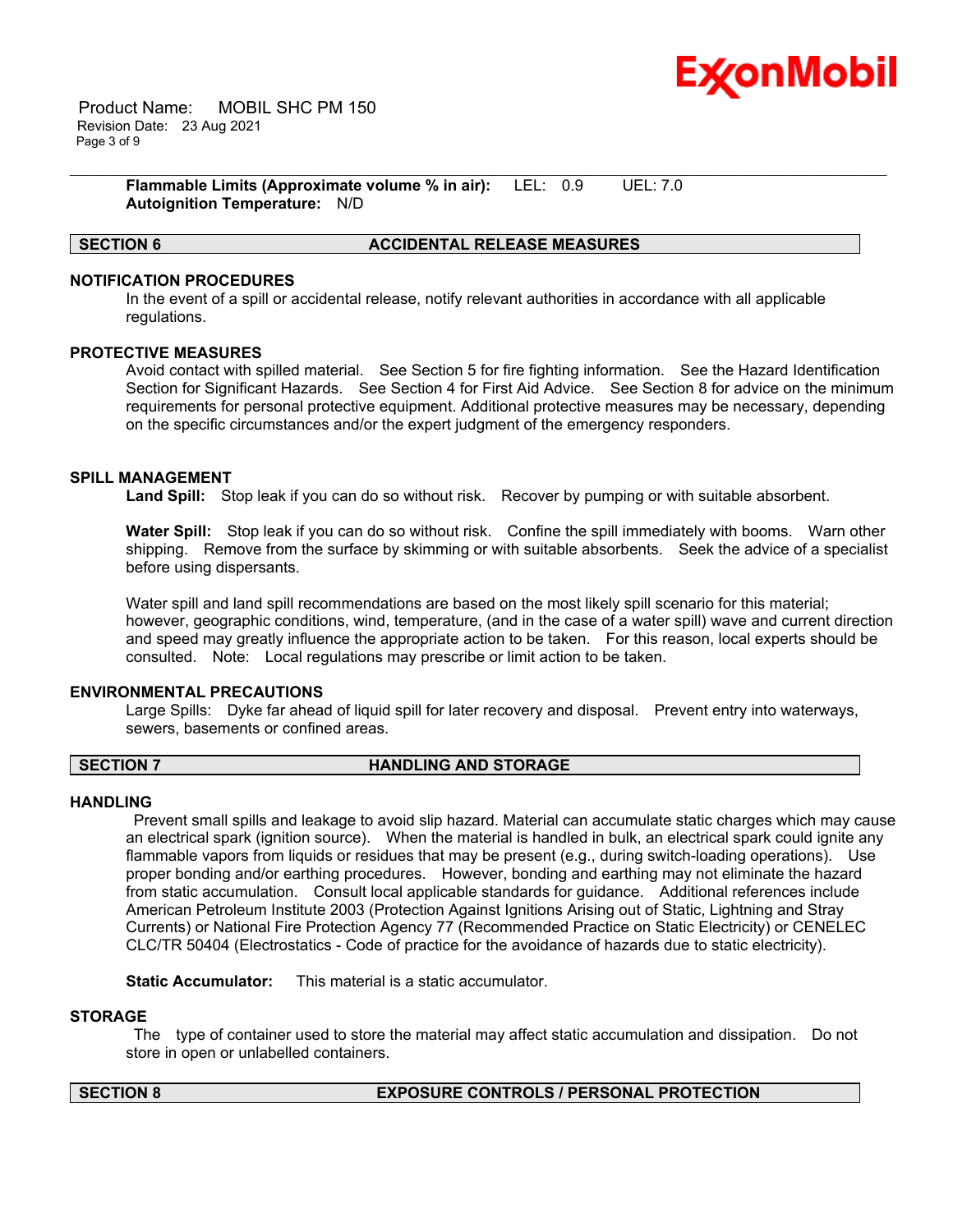**Flammable Limits (Approximate volume % in air):** LEL: 0.9 UEL: 7.0
**Autoignition Temperature:** N/D

## SECTION 6 ACCIDENTAL RELEASE MEASURES

### NOTIFICATION PROCEDURES

In the event of a spill or accidental release, notify relevant authorities in accordance with all applicable regulations.

### PROTECTIVE MEASURES

Avoid contact with spilled material. See Section 5 for fire fighting information. See the Hazard Identification Section for Significant Hazards. See Section 4 for First Aid Advice. See Section 8 for advice on the minimum requirements for personal protective equipment. Additional protective measures may be necessary, depending on the specific circumstances and/or the expert judgment of the emergency responders.

### SPILL MANAGEMENT

**Land Spill:** Stop leak if you can do so without risk. Recover by pumping or with suitable absorbent.

**Water Spill:** Stop leak if you can do so without risk. Confine the spill immediately with booms. Warn other shipping. Remove from the surface by skimming or with suitable absorbents. Seek the advice of a specialist before using dispersants.

Water spill and land spill recommendations are based on the most likely spill scenario for this material; however, geographic conditions, wind, temperature, (and in the case of a water spill) wave and current direction and speed may greatly influence the appropriate action to be taken. For this reason, local experts should be consulted. Note: Local regulations may prescribe or limit action to be taken.

### ENVIRONMENTAL PRECAUTIONS

Large Spills: Dyke far ahead of liquid spill for later recovery and disposal. Prevent entry into waterways, sewers, basements or confined areas.

## SECTION 7 HANDLING AND STORAGE

### HANDLING

Prevent small spills and leakage to avoid slip hazard. Material can accumulate static charges which may cause an electrical spark (ignition source). When the material is handled in bulk, an electrical spark could ignite any flammable vapors from liquids or residues that may be present (e.g., during switch-loading operations). Use proper bonding and/or earthing procedures. However, bonding and earthing may not eliminate the hazard from static accumulation. Consult local applicable standards for guidance. Additional references include American Petroleum Institute 2003 (Protection Against Ignitions Arising out of Static, Lightning and Stray Currents) or National Fire Protection Agency 77 (Recommended Practice on Static Electricity) or CENELEC CLC/TR 50404 (Electrostatics - Code of practice for the avoidance of hazards due to static electricity).

**Static Accumulator:** This material is a static accumulator.

### STORAGE

The type of container used to store the material may affect static accumulation and dissipation. Do not store in open or unlabelled containers.

## SECTION 8 EXPOSURE CONTROLS / PERSONAL PROTECTION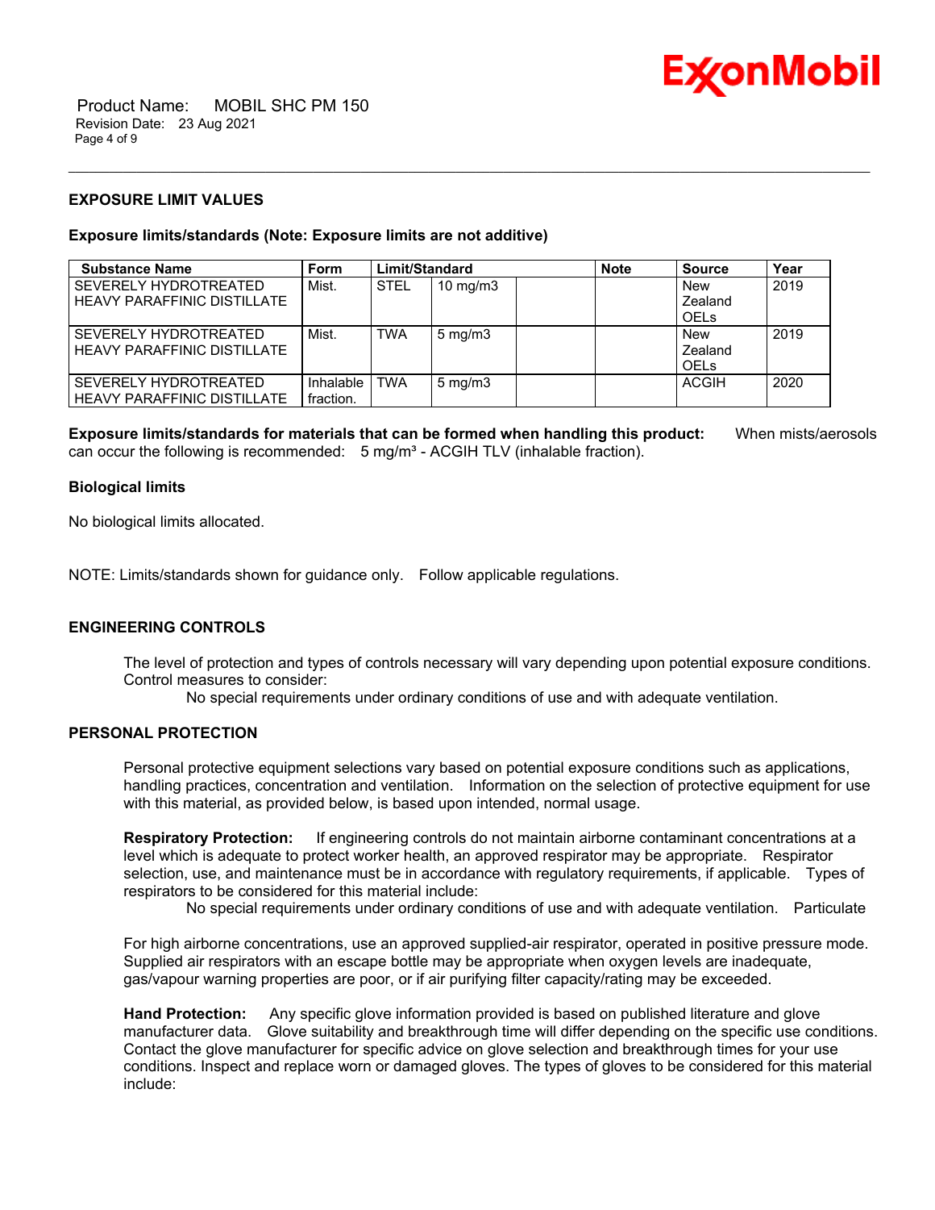## EXPOSURE LIMIT VALUES

**Exposure limits/standards (Note: Exposure limits are not additive)**

| Substance Name | Form | Limit/Standard | | | Note | Source | Year |
|---|---|---|---|---|---|---|---|
| SEVERELY HYDROTREATED HEAVY PARAFFINIC DISTILLATE | Mist. | STEL | 10 mg/m3 | | | New Zealand OELs | 2019 |
| SEVERELY HYDROTREATED HEAVY PARAFFINIC DISTILLATE | Mist. | TWA | 5 mg/m3 | | | New Zealand OELs | 2019 |
| SEVERELY HYDROTREATED HEAVY PARAFFINIC DISTILLATE | Inhalable fraction. | TWA | 5 mg/m3 | | | ACGIH | 2020 |

**Exposure limits/standards for materials that can be formed when handling this product:** When mists/aerosols can occur the following is recommended: 5 mg/m³ - ACGIH TLV (inhalable fraction).

**Biological limits**

No biological limits allocated.

NOTE: Limits/standards shown for guidance only. Follow applicable regulations.

## ENGINEERING CONTROLS

The level of protection and types of controls necessary will vary depending upon potential exposure conditions. Control measures to consider:

No special requirements under ordinary conditions of use and with adequate ventilation.

## PERSONAL PROTECTION

Personal protective equipment selections vary based on potential exposure conditions such as applications, handling practices, concentration and ventilation. Information on the selection of protective equipment for use with this material, as provided below, is based upon intended, normal usage.

**Respiratory Protection:** If engineering controls do not maintain airborne contaminant concentrations at a level which is adequate to protect worker health, an approved respirator may be appropriate. Respirator selection, use, and maintenance must be in accordance with regulatory requirements, if applicable. Types of respirators to be considered for this material include:

No special requirements under ordinary conditions of use and with adequate ventilation. Particulate

For high airborne concentrations, use an approved supplied-air respirator, operated in positive pressure mode. Supplied air respirators with an escape bottle may be appropriate when oxygen levels are inadequate, gas/vapour warning properties are poor, or if air purifying filter capacity/rating may be exceeded.

**Hand Protection:** Any specific glove information provided is based on published literature and glove manufacturer data. Glove suitability and breakthrough time will differ depending on the specific use conditions. Contact the glove manufacturer for specific advice on glove selection and breakthrough times for your use conditions. Inspect and replace worn or damaged gloves. The types of gloves to be considered for this material include: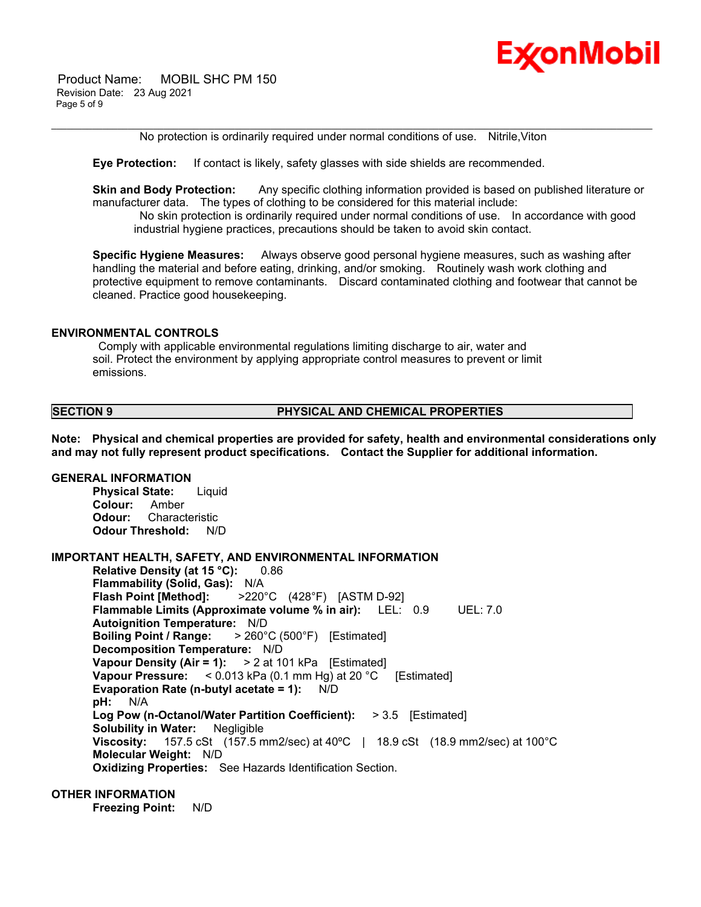No protection is ordinarily required under normal conditions of use. Nitrile,Viton

**Eye Protection:** If contact is likely, safety glasses with side shields are recommended.

**Skin and Body Protection:** Any specific clothing information provided is based on published literature or manufacturer data. The types of clothing to be considered for this material include:

No skin protection is ordinarily required under normal conditions of use. In accordance with good industrial hygiene practices, precautions should be taken to avoid skin contact.

**Specific Hygiene Measures:** Always observe good personal hygiene measures, such as washing after handling the material and before eating, drinking, and/or smoking. Routinely wash work clothing and protective equipment to remove contaminants. Discard contaminated clothing and footwear that cannot be cleaned. Practice good housekeeping.

### ENVIRONMENTAL CONTROLS

Comply with applicable environmental regulations limiting discharge to air, water and soil. Protect the environment by applying appropriate control measures to prevent or limit emissions.

## SECTION 9 PHYSICAL AND CHEMICAL PROPERTIES

**Note: Physical and chemical properties are provided for safety, health and environmental considerations only and may not fully represent product specifications. Contact the Supplier for additional information.**

### GENERAL INFORMATION

**Physical State:** Liquid
**Colour:** Amber
**Odour:** Characteristic
**Odour Threshold:** N/D

### IMPORTANT HEALTH, SAFETY, AND ENVIRONMENTAL INFORMATION

**Relative Density (at 15 °C):** 0.86
**Flammability (Solid, Gas):** N/A
**Flash Point [Method]:** >220°C (428°F) [ASTM D-92]
**Flammable Limits (Approximate volume % in air):** LEL: 0.9 UEL: 7.0
**Autoignition Temperature:** N/D
**Boiling Point / Range:** > 260°C (500°F) [Estimated]
**Decomposition Temperature:** N/D
**Vapour Density (Air = 1):** > 2 at 101 kPa [Estimated]
**Vapour Pressure:** < 0.013 kPa (0.1 mm Hg) at 20 °C [Estimated]
**Evaporation Rate (n-butyl acetate = 1):** N/D
**pH:** N/A
**Log Pow (n-Octanol/Water Partition Coefficient):** > 3.5 [Estimated]
**Solubility in Water:** Negligible
**Viscosity:** 157.5 cSt (157.5 mm2/sec) at 40ºC | 18.9 cSt (18.9 mm2/sec) at 100°C
**Molecular Weight:** N/D
**Oxidizing Properties:** See Hazards Identification Section.

### OTHER INFORMATION

**Freezing Point:** N/D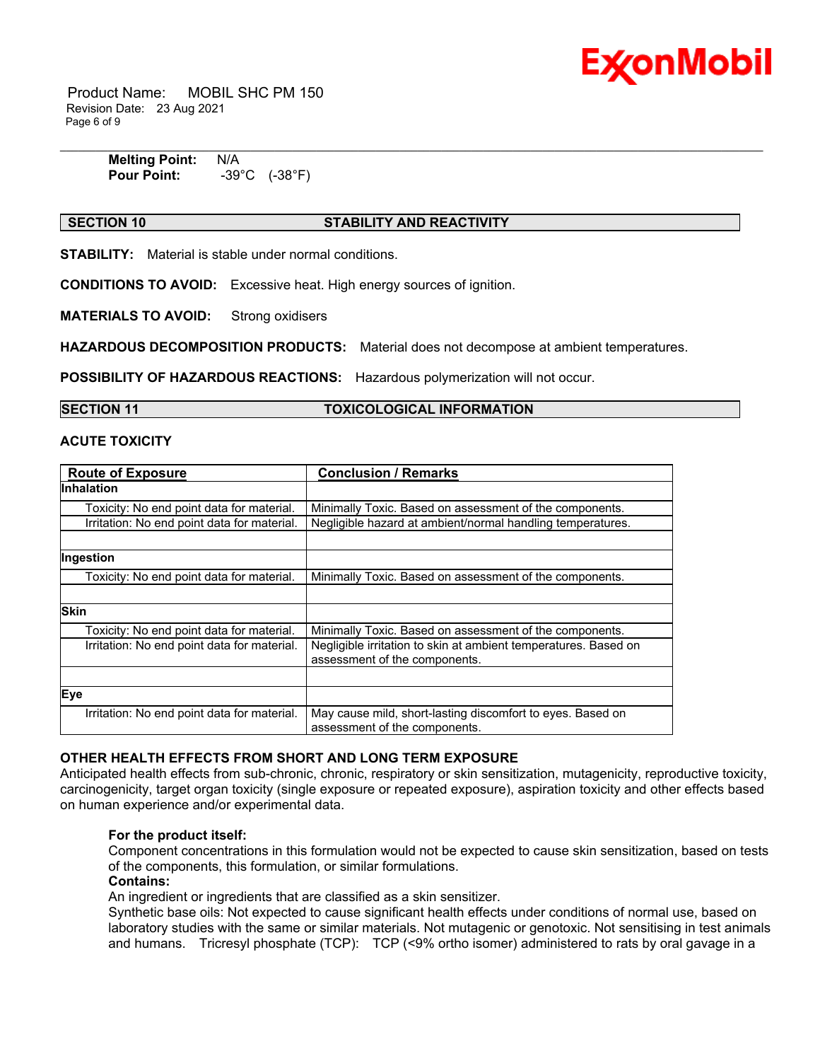**Melting Point:** N/A
**Pour Point:** -39°C (-38°F)

## SECTION 10 STABILITY AND REACTIVITY

**STABILITY:** Material is stable under normal conditions.

**CONDITIONS TO AVOID:** Excessive heat. High energy sources of ignition.

**MATERIALS TO AVOID:** Strong oxidisers

**HAZARDOUS DECOMPOSITION PRODUCTS:** Material does not decompose at ambient temperatures.

**POSSIBILITY OF HAZARDOUS REACTIONS:** Hazardous polymerization will not occur.

## SECTION 11 TOXICOLOGICAL INFORMATION

### ACUTE TOXICITY

| Route of Exposure | Conclusion / Remarks |
|---|---|
| **Inhalation** | |
| Toxicity: No end point data for material. | Minimally Toxic. Based on assessment of the components. |
| Irritation: No end point data for material. | Negligible hazard at ambient/normal handling temperatures. |
| | |
| **Ingestion** | |
| Toxicity: No end point data for material. | Minimally Toxic. Based on assessment of the components. |
| | |
| **Skin** | |
| Toxicity: No end point data for material. | Minimally Toxic. Based on assessment of the components. |
| Irritation: No end point data for material. | Negligible irritation to skin at ambient temperatures. Based on assessment of the components. |
| | |
| **Eye** | |
| Irritation: No end point data for material. | May cause mild, short-lasting discomfort to eyes. Based on assessment of the components. |

### OTHER HEALTH EFFECTS FROM SHORT AND LONG TERM EXPOSURE

Anticipated health effects from sub-chronic, chronic, respiratory or skin sensitization, mutagenicity, reproductive toxicity, carcinogenicity, target organ toxicity (single exposure or repeated exposure), aspiration toxicity and other effects based on human experience and/or experimental data.

**For the product itself:**
Component concentrations in this formulation would not be expected to cause skin sensitization, based on tests of the components, this formulation, or similar formulations.
**Contains:**
An ingredient or ingredients that are classified as a skin sensitizer.
Synthetic base oils: Not expected to cause significant health effects under conditions of normal use, based on laboratory studies with the same or similar materials. Not mutagenic or genotoxic. Not sensitising in test animals and humans. Tricresyl phosphate (TCP): TCP (<9% ortho isomer) administered to rats by oral gavage in a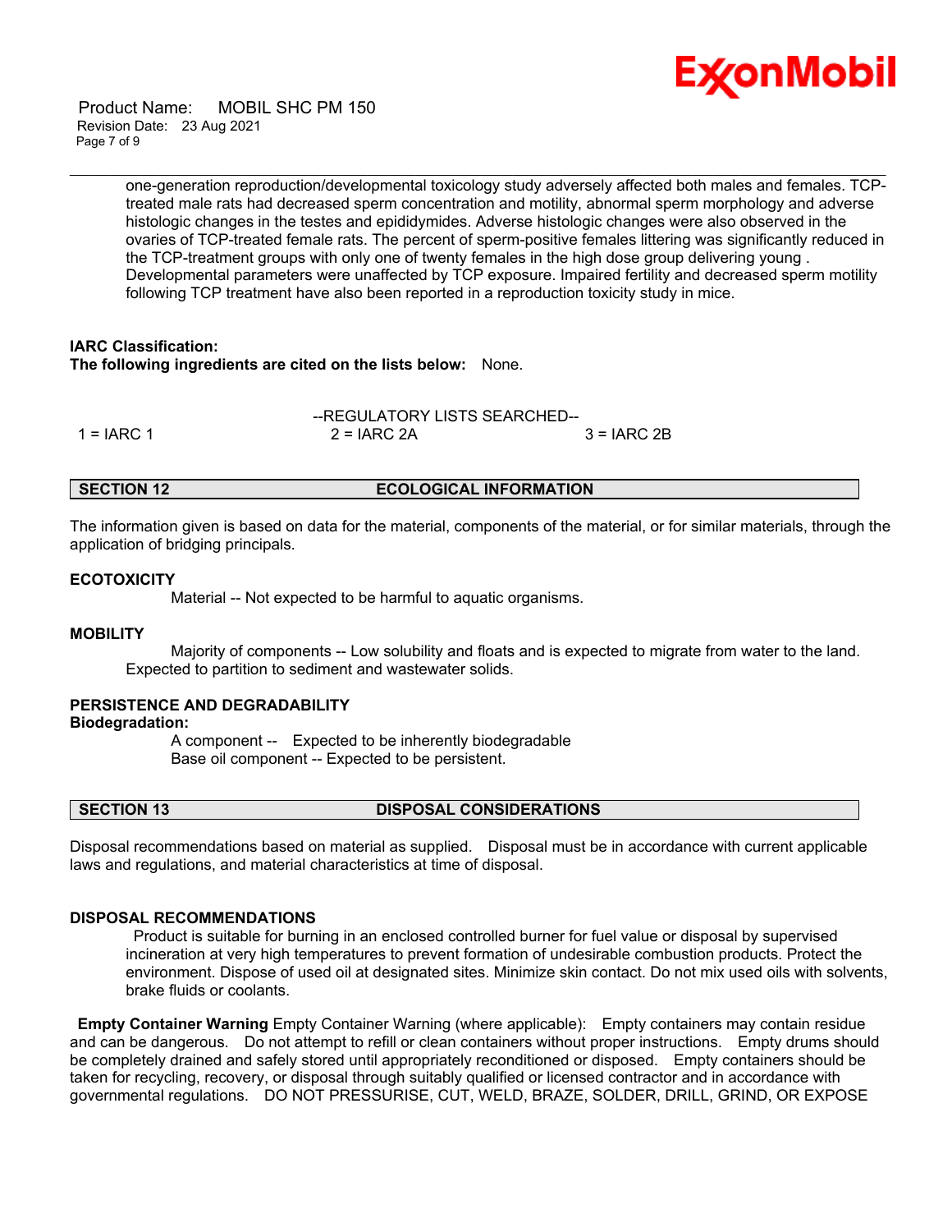one-generation reproduction/developmental toxicology study adversely affected both males and females. TCP-treated male rats had decreased sperm concentration and motility, abnormal sperm morphology and adverse histologic changes in the testes and epididymides. Adverse histologic changes were also observed in the ovaries of TCP-treated female rats. The percent of sperm-positive females littering was significantly reduced in the TCP-treatment groups with only one of twenty females in the high dose group delivering young . Developmental parameters were unaffected by TCP exposure. Impaired fertility and decreased sperm motility following TCP treatment have also been reported in a reproduction toxicity study in mice.

**IARC Classification:**
**The following ingredients are cited on the lists below:** None.

--REGULATORY LISTS SEARCHED--

1 = IARC 1 &nbsp;&nbsp;&nbsp;&nbsp; 2 = IARC 2A &nbsp;&nbsp;&nbsp;&nbsp; 3 = IARC 2B

## SECTION 12 ECOLOGICAL INFORMATION

The information given is based on data for the material, components of the material, or for similar materials, through the application of bridging principals.

**ECOTOXICITY**

Material -- Not expected to be harmful to aquatic organisms.

**MOBILITY**

Majority of components -- Low solubility and floats and is expected to migrate from water to the land. Expected to partition to sediment and wastewater solids.

**PERSISTENCE AND DEGRADABILITY**

**Biodegradation:**

A component -- Expected to be inherently biodegradable
Base oil component -- Expected to be persistent.

## SECTION 13 DISPOSAL CONSIDERATIONS

Disposal recommendations based on material as supplied. Disposal must be in accordance with current applicable laws and regulations, and material characteristics at time of disposal.

**DISPOSAL RECOMMENDATIONS**

Product is suitable for burning in an enclosed controlled burner for fuel value or disposal by supervised incineration at very high temperatures to prevent formation of undesirable combustion products. Protect the environment. Dispose of used oil at designated sites. Minimize skin contact. Do not mix used oils with solvents, brake fluids or coolants.

**Empty Container Warning** Empty Container Warning (where applicable): Empty containers may contain residue and can be dangerous. Do not attempt to refill or clean containers without proper instructions. Empty drums should be completely drained and safely stored until appropriately reconditioned or disposed. Empty containers should be taken for recycling, recovery, or disposal through suitably qualified or licensed contractor and in accordance with governmental regulations. DO NOT PRESSURISE, CUT, WELD, BRAZE, SOLDER, DRILL, GRIND, OR EXPOSE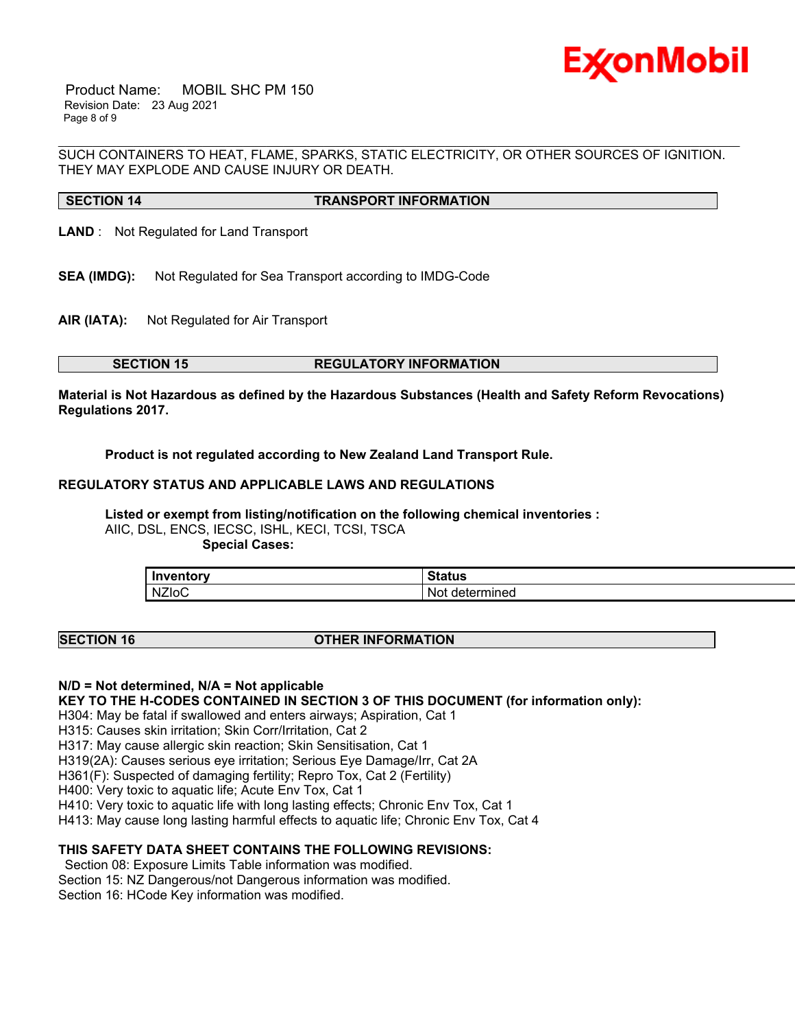SUCH CONTAINERS TO HEAT, FLAME, SPARKS, STATIC ELECTRICITY, OR OTHER SOURCES OF IGNITION. THEY MAY EXPLODE AND CAUSE INJURY OR DEATH.

## SECTION 14 TRANSPORT INFORMATION

**LAND** : Not Regulated for Land Transport

**SEA (IMDG):** Not Regulated for Sea Transport according to IMDG-Code

**AIR (IATA):** Not Regulated for Air Transport

## SECTION 15 REGULATORY INFORMATION

**Material is Not Hazardous as defined by the Hazardous Substances (Health and Safety Reform Revocations) Regulations 2017.**

**Product is not regulated according to New Zealand Land Transport Rule.**

**REGULATORY STATUS AND APPLICABLE LAWS AND REGULATIONS**

**Listed or exempt from listing/notification on the following chemical inventories :**
AIIC, DSL, ENCS, IECSC, ISHL, KECI, TCSI, TSCA

**Special Cases:**

| Inventory | Status |
|---|---|
| NZIoC | Not determined |

## SECTION 16 OTHER INFORMATION

**N/D = Not determined, N/A = Not applicable**

**KEY TO THE H-CODES CONTAINED IN SECTION 3 OF THIS DOCUMENT (for information only):**

H304: May be fatal if swallowed and enters airways; Aspiration, Cat 1
H315: Causes skin irritation; Skin Corr/Irritation, Cat 2
H317: May cause allergic skin reaction; Skin Sensitisation, Cat 1
H319(2A): Causes serious eye irritation; Serious Eye Damage/Irr, Cat 2A
H361(F): Suspected of damaging fertility; Repro Tox, Cat 2 (Fertility)
H400: Very toxic to aquatic life; Acute Env Tox, Cat 1
H410: Very toxic to aquatic life with long lasting effects; Chronic Env Tox, Cat 1
H413: May cause long lasting harmful effects to aquatic life; Chronic Env Tox, Cat 4

**THIS SAFETY DATA SHEET CONTAINS THE FOLLOWING REVISIONS:**

Section 08: Exposure Limits Table information was modified.
Section 15: NZ Dangerous/not Dangerous information was modified.
Section 16: HCode Key information was modified.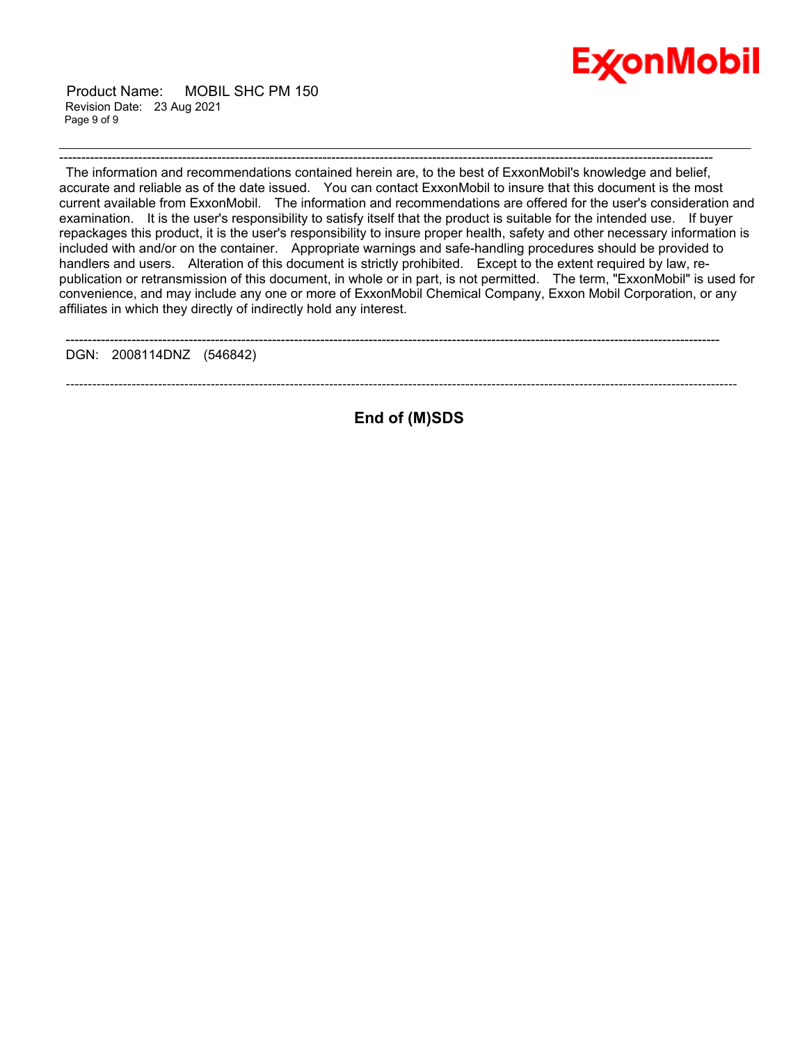The information and recommendations contained herein are, to the best of ExxonMobil's knowledge and belief, accurate and reliable as of the date issued. You can contact ExxonMobil to insure that this document is the most current available from ExxonMobil. The information and recommendations are offered for the user's consideration and examination. It is the user's responsibility to satisfy itself that the product is suitable for the intended use. If buyer repackages this product, it is the user's responsibility to insure proper health, safety and other necessary information is included with and/or on the container. Appropriate warnings and safe-handling procedures should be provided to handlers and users. Alteration of this document is strictly prohibited. Except to the extent required by law, re-publication or retransmission of this document, in whole or in part, is not permitted. The term, "ExxonMobil" is used for convenience, and may include any one or more of ExxonMobil Chemical Company, Exxon Mobil Corporation, or any affiliates in which they directly of indirectly hold any interest.

---

DGN: 2008114DNZ (546842)

---

**End of (M)SDS**